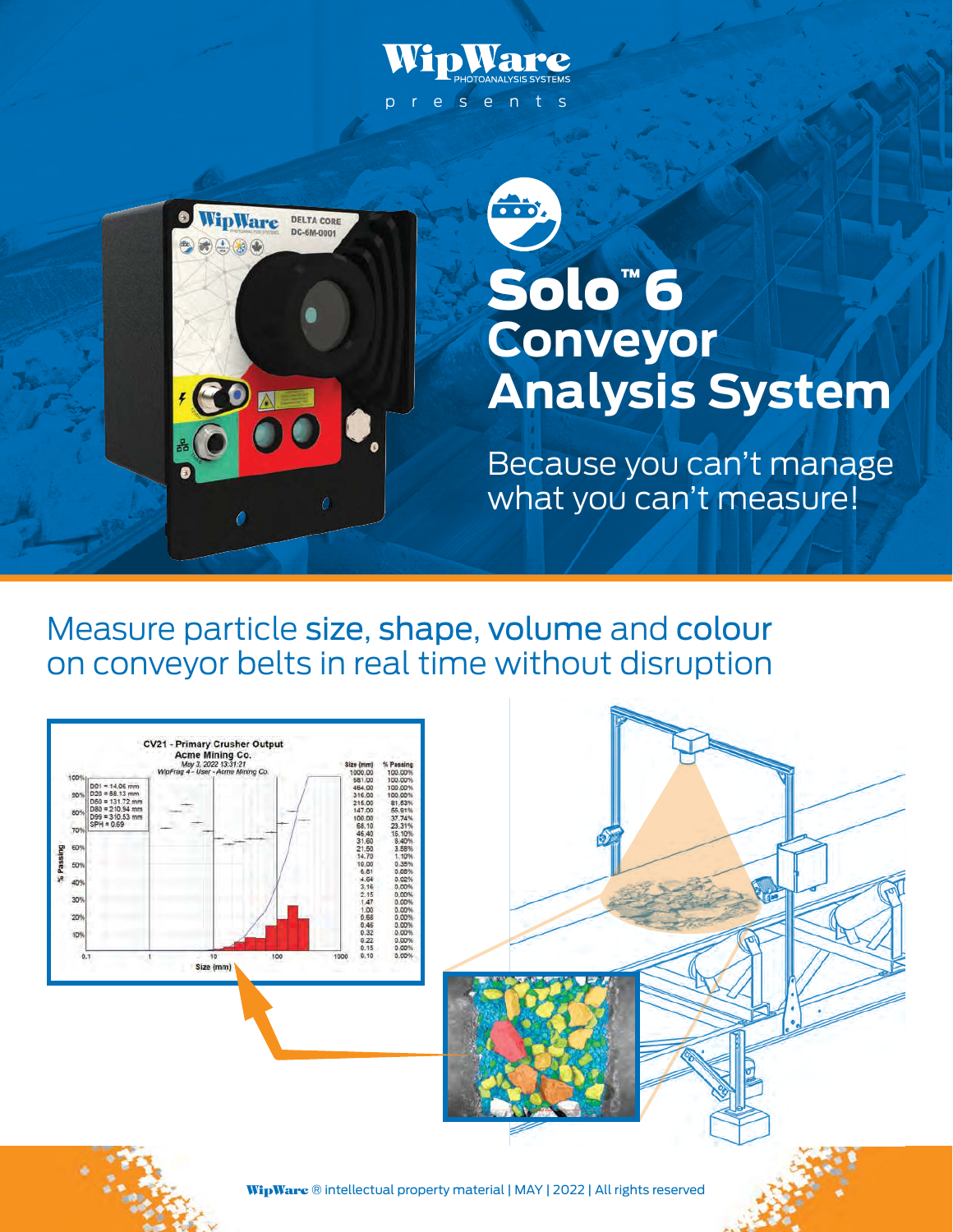WipWare
PHOTOANALYSIS SYSTEMS

presents

# Solo™ 6 Conveyor Analysis System

Because you can't manage what you can't measure!

## Measure particle size, shape, volume and colour on conveyor belts in real time without disruption

WipWare ® intellectual property material | MAY | 2022 | All rights reserved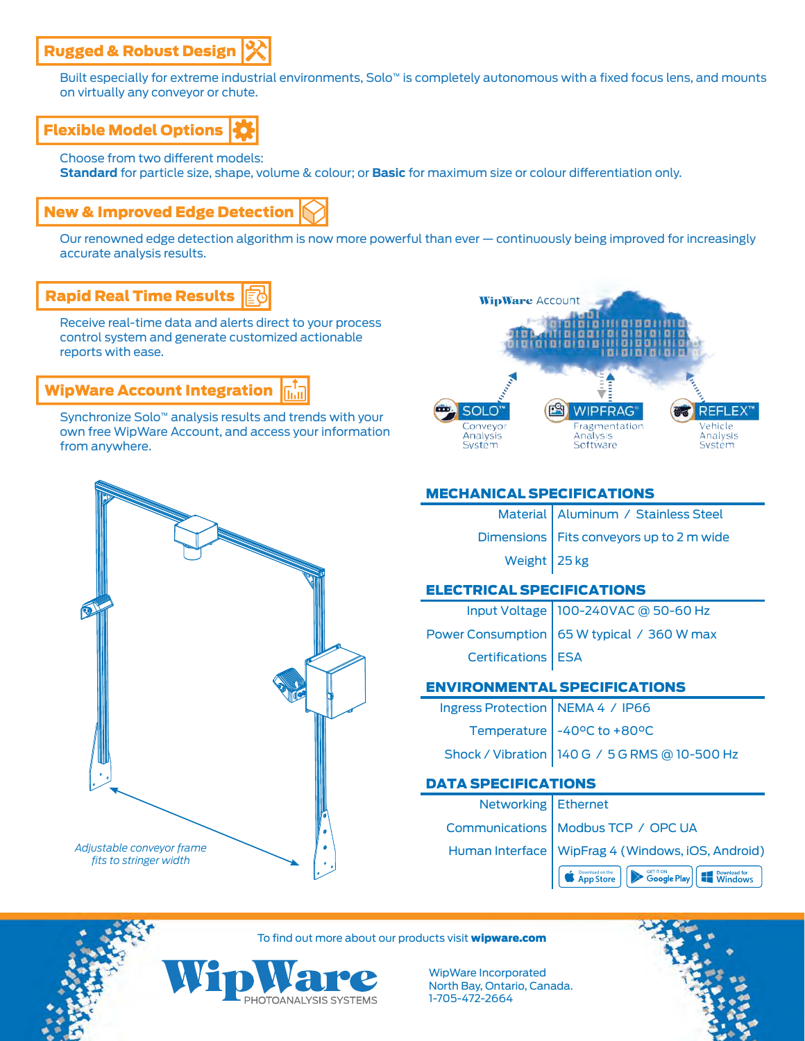## Rugged & Robust Design

Built especially for extreme industrial environments, Solo™ is completely autonomous with a fixed focus lens, and mounts on virtually any conveyor or chute.

## Flexible Model Options

Choose from two different models:
**Standard** for particle size, shape, volume & colour; or **Basic** for maximum size or colour differentiation only.

## New & Improved Edge Detection

Our renowned edge detection algorithm is now more powerful than ever — continuously being improved for increasingly accurate analysis results.

## Rapid Real Time Results

Receive real-time data and alerts direct to your process control system and generate customized actionable reports with ease.

## WipWare Account Integration

Synchronize Solo™ analysis results and trends with your own free WipWare Account, and access your information from anywhere.

WipWare Account

SOLO™ Conveyor Analysis System

WIPFRAG® Fragmentation Analysis Software

REFLEX™ Vehicle Analysis System

*Adjustable conveyor frame fits to stringer width*

### MECHANICAL SPECIFICATIONS

| | |
|---|---|
| Material | Aluminum / Stainless Steel |
| Dimensions | Fits conveyors up to 2 m wide |
| Weight | 25 kg |

### ELECTRICAL SPECIFICATIONS

| | |
|---|---|
| Input Voltage | 100-240VAC @ 50-60 Hz |
| Power Consumption | 65 W typical / 360 W max |
| Certifications | ESA |

### ENVIRONMENTAL SPECIFICATIONS

| | |
|---|---|
| Ingress Protection | NEMA 4 / IP66 |
| Temperature | -40°C to +80°C |
| Shock / Vibration | 140 G / 5 G RMS @ 10-500 Hz |

### DATA SPECIFICATIONS

| | |
|---|---|
| Networking | Ethernet |
| Communications | Modbus TCP / OPC UA |
| Human Interface | WipFrag 4 (Windows, iOS, Android) |

Download on the App Store | GET IT ON Google Play | Download for Windows

To find out more about our products visit **wipware.com**

WipWare PHOTOANALYSIS SYSTEMS

WipWare Incorporated
North Bay, Ontario, Canada.
1-705-472-2664